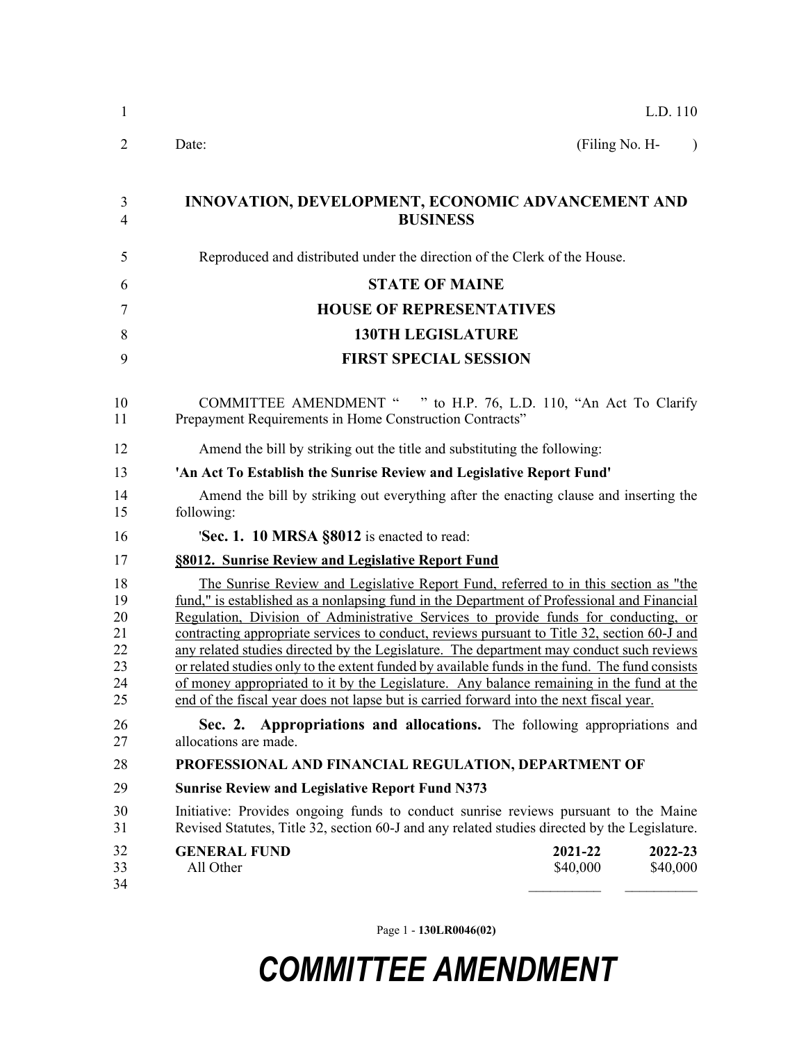L.D. 110

Date: (Filing No. H- )

**INNOVATION, DEVELOPMENT, ECONOMIC ADVANCEMENT AND BUSINESS**

Reproduced and distributed under the direction of the Clerk of the House.

**STATE OF MAINE**

**HOUSE OF REPRESENTATIVES**

**130TH LEGISLATURE**

**FIRST SPECIAL SESSION**

COMMITTEE AMENDMENT " " to H.P. 76, L.D. 110, "An Act To Clarify Prepayment Requirements in Home Construction Contracts"

Amend the bill by striking out the title and substituting the following:

**'An Act To Establish the Sunrise Review and Legislative Report Fund'**

Amend the bill by striking out everything after the enacting clause and inserting the following:

'**Sec. 1. 10 MRSA §8012** is enacted to read:

**§8012. Sunrise Review and Legislative Report Fund**

The Sunrise Review and Legislative Report Fund, referred to in this section as "the fund," is established as a nonlapsing fund in the Department of Professional and Financial Regulation, Division of Administrative Services to provide funds for conducting, or contracting appropriate services to conduct, reviews pursuant to Title 32, section 60-J and any related studies directed by the Legislature. The department may conduct such reviews or related studies only to the extent funded by available funds in the fund. The fund consists of money appropriated to it by the Legislature. Any balance remaining in the fund at the end of the fiscal year does not lapse but is carried forward into the next fiscal year.

**Sec. 2. Appropriations and allocations.** The following appropriations and allocations are made.

**PROFESSIONAL AND FINANCIAL REGULATION, DEPARTMENT OF**

**Sunrise Review and Legislative Report Fund N373**

Initiative: Provides ongoing funds to conduct sunrise reviews pursuant to the Maine Revised Statutes, Title 32, section 60-J and any related studies directed by the Legislature.

| **GENERAL FUND** | **2021-22** | **2022-23** |
|---|---|---|
| All Other | $40,000 | $40,000 |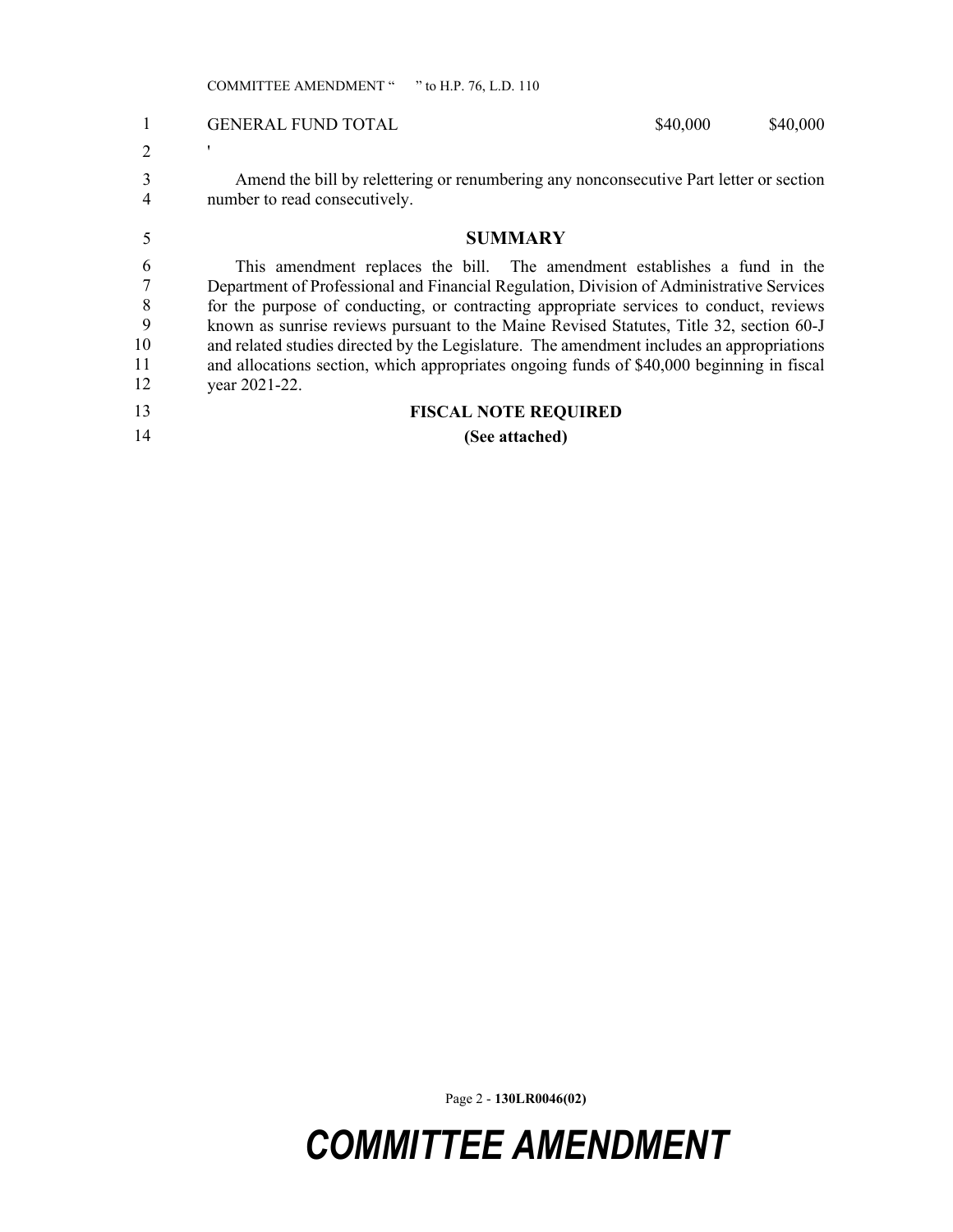| | | |
|---|---|---|
| GENERAL FUND TOTAL | $40,000 | $40,000 |

'

Amend the bill by relettering or renumbering any nonconsecutive Part letter or section number to read consecutively.

## SUMMARY

This amendment replaces the bill. The amendment establishes a fund in the Department of Professional and Financial Regulation, Division of Administrative Services for the purpose of conducting, or contracting appropriate services to conduct, reviews known as sunrise reviews pursuant to the Maine Revised Statutes, Title 32, section 60-J and related studies directed by the Legislature. The amendment includes an appropriations and allocations section, which appropriates ongoing funds of $40,000 beginning in fiscal year 2021-22.

**FISCAL NOTE REQUIRED**

**(See attached)**